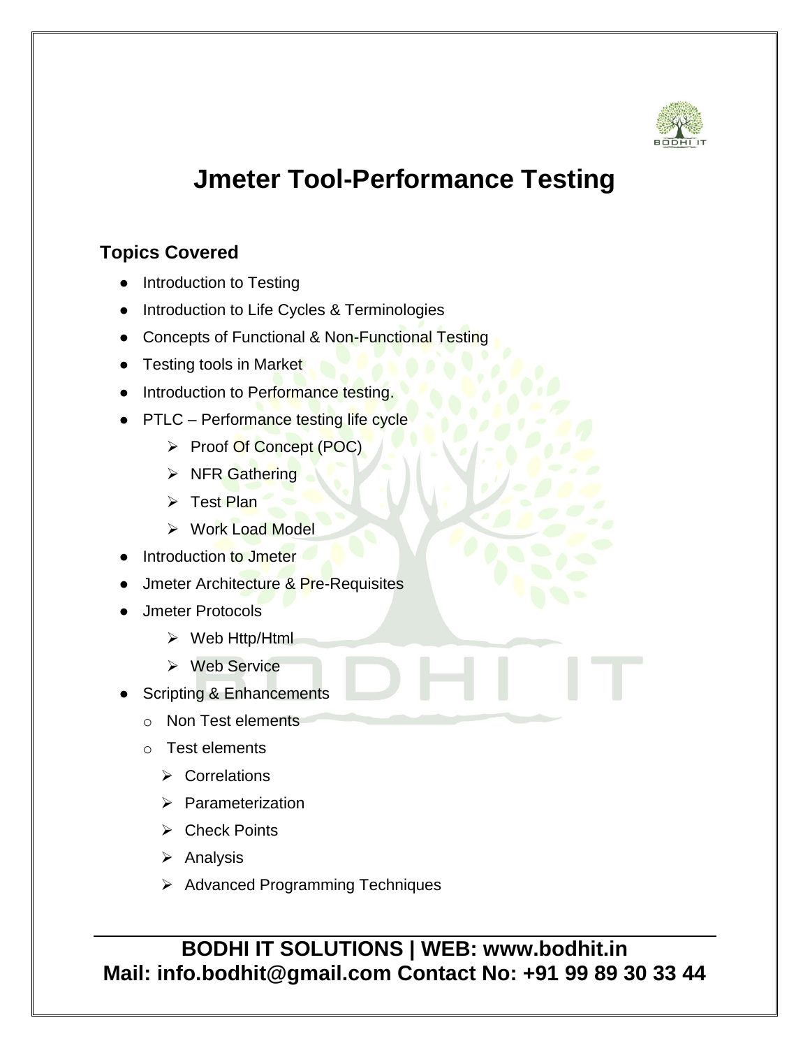# Jmeter Tool-Performance Testing

## Topics Covered

- Introduction to Testing
- Introduction to Life Cycles & Terminologies
- Concepts of Functional & Non-Functional Testing
- Testing tools in Market
- Introduction to Performance testing.
- PTLC – Performance testing life cycle
  - Proof Of Concept (POC)
  - NFR Gathering
  - Test Plan
  - Work Load Model
- Introduction to Jmeter
- Jmeter Architecture & Pre-Requisites
- Jmeter Protocols
  - Web Http/Html
  - Web Service
- Scripting & Enhancements
  - Non Test elements
  - Test elements
    - Correlations
    - Parameterization
    - Check Points
    - Analysis
    - Advanced Programming Techniques

**BODHI IT SOLUTIONS | WEB: www.bodhit.in**
**Mail: info.bodhit@gmail.com Contact No: +91 99 89 30 33 44**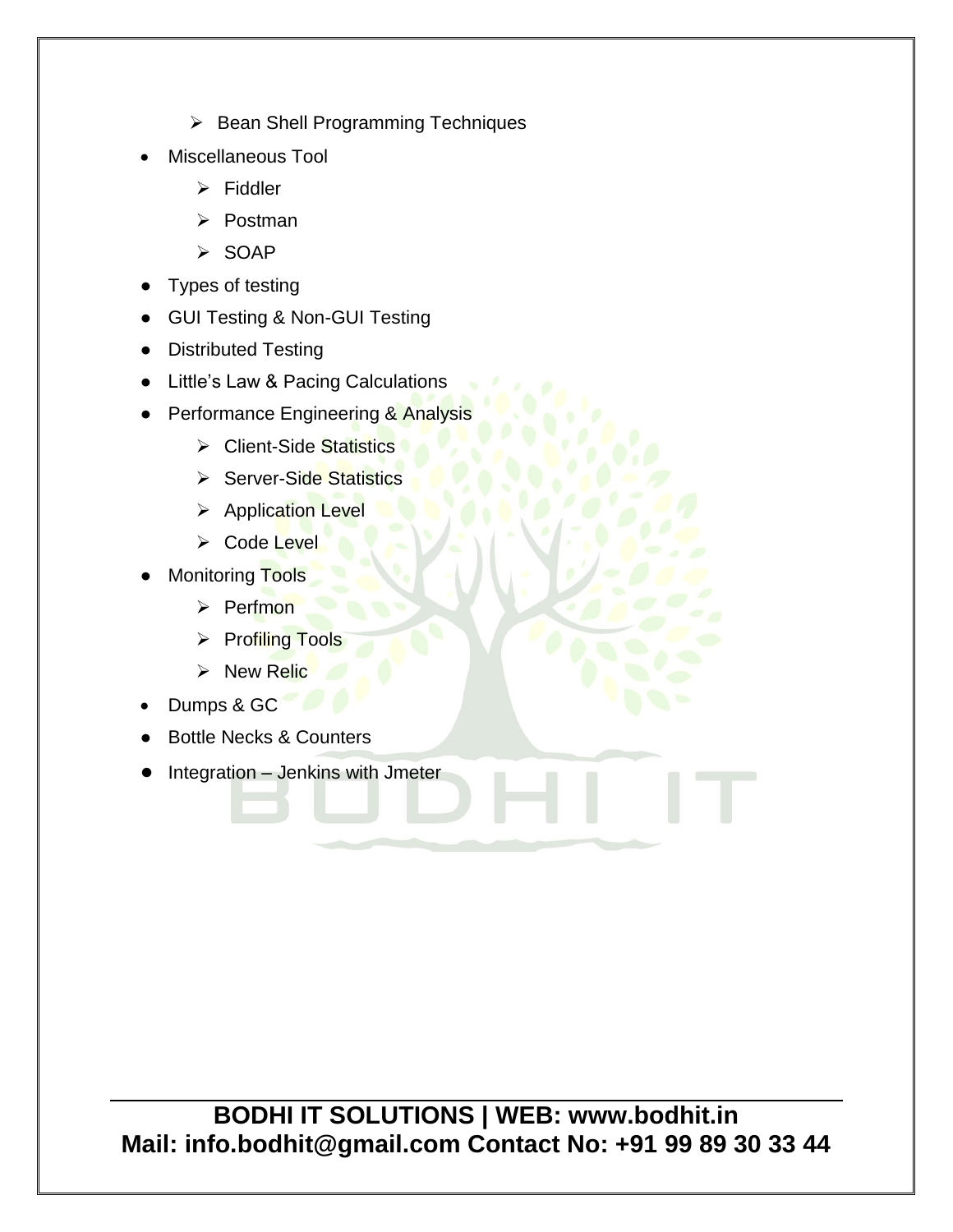- Bean Shell Programming Techniques
- Miscellaneous Tool
  - Fiddler
  - Postman
  - SOAP
- Types of testing
- GUI Testing & Non-GUI Testing
- Distributed Testing
- Little's Law & Pacing Calculations
- Performance Engineering & Analysis
  - Client-Side Statistics
  - Server-Side Statistics
  - Application Level
  - Code Level
- Monitoring Tools
  - Perfmon
  - Profiling Tools
  - New Relic
- Dumps & GC
- Bottle Necks & Counters
- Integration – Jenkins with Jmeter